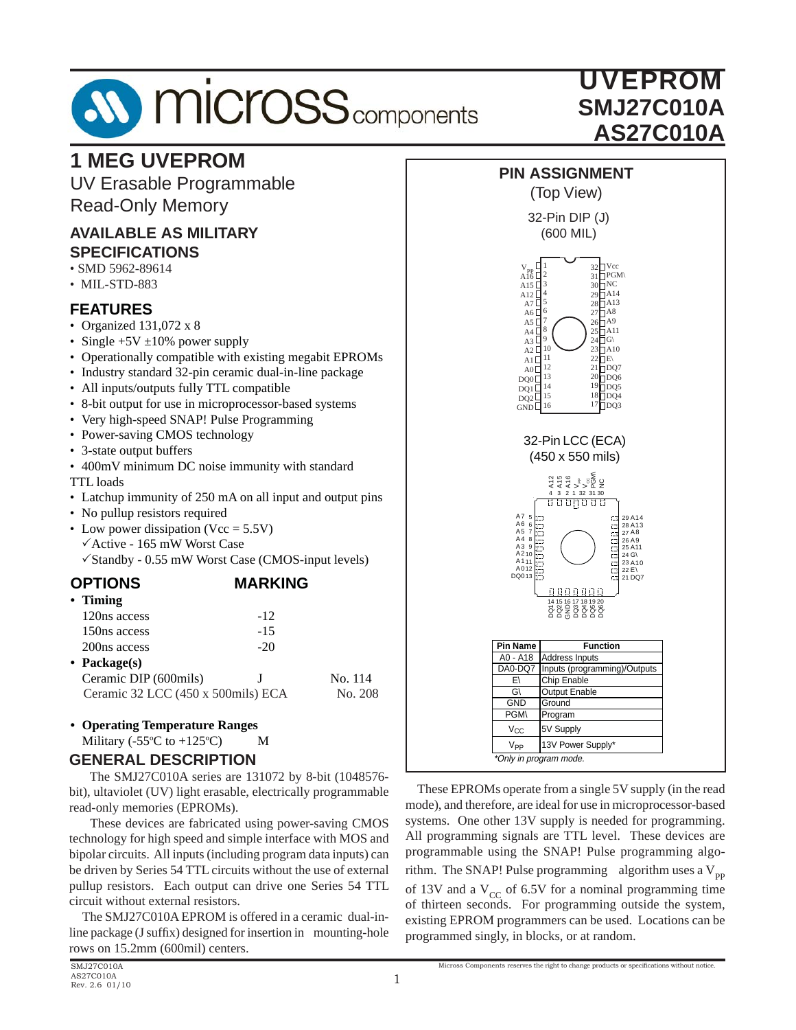# UVEPROM
## SMJ27C010A
## AS27C010A

# 1 MEG UVEPROM

UV Erasable Programmable Read-Only Memory

## AVAILABLE AS MILITARY SPECIFICATIONS

- SMD 5962-89614
- MIL-STD-883

## FEATURES

- Organized 131,072 x 8
- Single +5V ±10% power supply
- Operationally compatible with existing megabit EPROMs
- Industry standard 32-pin ceramic dual-in-line package
- All inputs/outputs fully TTL compatible
- 8-bit output for use in microprocessor-based systems
- Very high-speed SNAP! Pulse Programming
- Power-saving CMOS technology
- 3-state output buffers
- 400mV minimum DC noise immunity with standard TTL loads
- Latchup immunity of 250 mA on all input and output pins
- No pullup resistors required
- Low power dissipation (Vcc = 5.5V)
  - ✓Active - 165 mW Worst Case
  - ✓Standby - 0.55 mW Worst Case (CMOS-input levels)

## OPTIONS / MARKING

| OPTIONS | MARKING | |
|---|---|---|
| **• Timing** | | |
| 120ns access | -12 | |
| 150ns access | -15 | |
| 200ns access | -20 | |
| **• Package(s)** | | |
| Ceramic DIP (600mils) | J | No. 114 |
| Ceramic 32 LCC (450 x 500mils) ECA | | No. 208 |
| **• Operating Temperature Ranges** | | |
| Military (-55ºC to +125ºC) | M | |

## PIN ASSIGNMENT

(Top View)

32-Pin DIP (J)
(600 MIL)

| Pin | Name | Pin | Name |
|---|---|---|---|
| 1 | $V_{PP}$ | 32 | Vcc |
| 2 | A16 | 31 | PGM\ |
| 3 | A15 | 30 | NC |
| 4 | A12 | 29 | A14 |
| 5 | A7 | 28 | A13 |
| 6 | A6 | 27 | A8 |
| 7 | A5 | 26 | A9 |
| 8 | A4 | 25 | A11 |
| 9 | A3 | 24 | G\ |
| 10 | A2 | 23 | A10 |
| 11 | A1 | 22 | E\ |
| 12 | A0 | 21 | DQ7 |
| 13 | DQ0 | 20 | DQ6 |
| 14 | DQ1 | 19 | DQ5 |
| 15 | DQ2 | 18 | DQ4 |
| 16 | GND | 17 | DQ3 |

32-Pin LCC (ECA)
(450 x 550 mils)

| Pin | Name | Pin | Name |
|---|---|---|---|
| 4 | A12 | 5 | A7 |
| 3 | A15 | 6 | A6 |
| 2 | A16 | 7 | A5 |
| 1 | $V_{PP}$ | 8 | A4 |
| 32 | $V_{CC}$ | 9 | A3 |
| 31 | PGM\ | 10 | A2 |
| 30 | NC | 11 | A1 |
| 29 | A14 | 12 | A0 |
| 28 | A13 | 13 | DQ0 |
| 27 | A8 | 14 | DQ1 |
| 26 | A9 | 15 | DQ2 |
| 25 | A11 | 16 | GND |
| 24 | G\ | 17 | DQ3 |
| 23 | A10 | 18 | DQ4 |
| 22 | E\ | 19 | DQ5 |
| 21 | DQ7 | 20 | DQ6 |

| Pin Name | Function |
|---|---|
| A0 - A18 | Address Inputs |
| DA0-DQ7 | Inputs (programming)/Outputs |
| E\ | Chip Enable |
| G\ | Output Enable |
| GND | Ground |
| PGM\ | Program |
| $V_{CC}$ | 5V Supply |
| $V_{PP}$ | 13V Power Supply* |

*Only in program mode.*

## GENERAL DESCRIPTION

The SMJ27C010A series are 131072 by 8-bit (1048576-bit), ultraviolet (UV) light erasable, electrically programmable read-only memories (EPROMs).

These devices are fabricated using power-saving CMOS technology for high speed and simple interface with MOS and bipolar circuits. All inputs (including program data inputs) can be driven by Series 54 TTL circuits without the use of external pullup resistors. Each output can drive one Series 54 TTL circuit without external resistors.

The SMJ27C010A EPROM is offered in a ceramic dual-in-line package (J suffix) designed for insertion in mounting-hole rows on 15.2mm (600mil) centers.

These EPROMs operate from a single 5V supply (in the read mode), and therefore, are ideal for use in microprocessor-based systems. One other 13V supply is needed for programming. All programming signals are TTL level. These devices are programmable using the SNAP! Pulse programming algorithm. The SNAP! Pulse programming algorithm uses a $V_{PP}$ of 13V and a $V_{CC}$ of 6.5V for a nominal programming time of thirteen seconds. For programming outside the system, existing EPROM programmers can be used. Locations can be programmed singly, in blocks, or at random.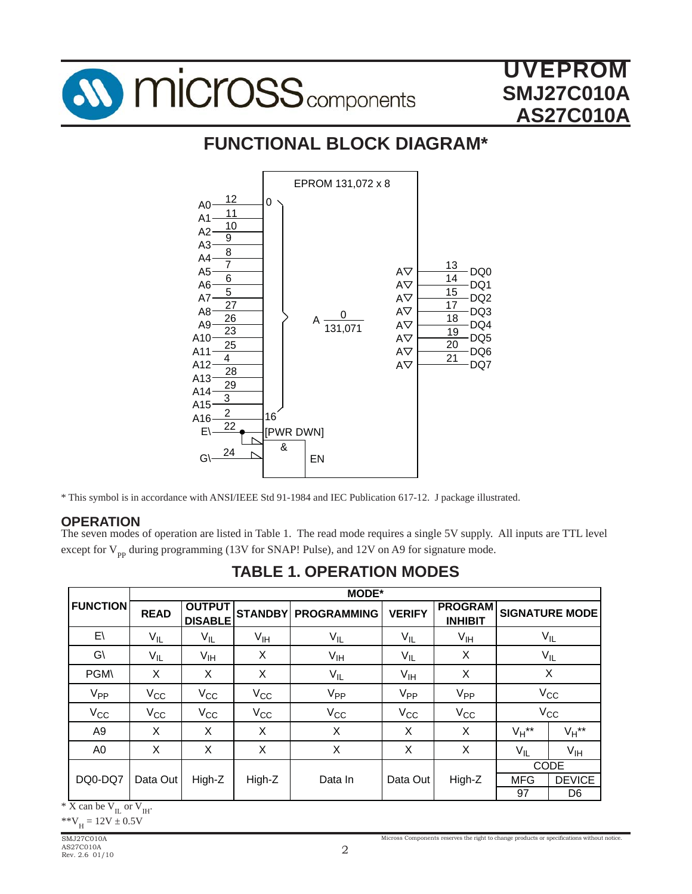## FUNCTIONAL BLOCK DIAGRAM*

EPROM 131,072 x 8

| Signal | Pin |
|---|---|
| A0 | 12 |
| A1 | 11 |
| A2 | 10 |
| A3 | 9 |
| A4 | 8 |
| A5 | 7 |
| A6 | 6 |
| A7 | 5 |
| A8 | 27 |
| A9 | 26 |
| A10 | 23 |
| A11 | 25 |
| A12 | 4 |
| A13 | 28 |
| A14 | 29 |
| A15 | 3 |
| A16 | 2 |
| E\ | 22 |
| G\ | 24 |
| DQ0 | 13 |
| DQ1 | 14 |
| DQ2 | 15 |
| DQ3 | 17 |
| DQ4 | 18 |
| DQ5 | 19 |
| DQ6 | 20 |
| DQ7 | 21 |

Address inputs A0–A16: 0 to 16, A $\frac{0}{131{,}071}$. Control: E\ → [PWR DWN], E\ and G\ → & → EN. Outputs DQ0–DQ7: A▽.

* This symbol is in accordance with ANSI/IEEE Std 91-1984 and IEC Publication 617-12. J package illustrated.

### OPERATION

The seven modes of operation are listed in Table 1. The read mode requires a single 5V supply. All inputs are TTL level except for $V_{PP}$ during programming (13V for SNAP! Pulse), and 12V on A9 for signature mode.

## TABLE 1. OPERATION MODES

| FUNCTION | MODE* | | | | | | | |
|---|---|---|---|---|---|---|---|---|
| | READ | OUTPUT DISABLE | STANDBY | PROGRAMMING | VERIFY | PROGRAM INHIBIT | SIGNATURE MODE | |
| E\ | $V_{IL}$ | $V_{IL}$ | $V_{IH}$ | $V_{IL}$ | $V_{IL}$ | $V_{IH}$ | $V_{IL}$ | |
| G\ | $V_{IL}$ | $V_{IH}$ | X | $V_{IH}$ | $V_{IL}$ | X | $V_{IL}$ | |
| PGM\ | X | X | X | $V_{IL}$ | $V_{IH}$ | X | X | |
| $V_{PP}$ | $V_{CC}$ | $V_{CC}$ | $V_{CC}$ | $V_{PP}$ | $V_{PP}$ | $V_{PP}$ | $V_{CC}$ | |
| $V_{CC}$ | $V_{CC}$ | $V_{CC}$ | $V_{CC}$ | $V_{CC}$ | $V_{CC}$ | $V_{CC}$ | $V_{CC}$ | |
| A9 | X | X | X | X | X | X | $V_H$** | $V_H$** |
| A0 | X | X | X | X | X | X | $V_{IL}$ | $V_{IH}$ |
| DQ0-DQ7 | Data Out | High-Z | High-Z | Data In | Data Out | High-Z | CODE | |
| | | | | | | | MFG | DEVICE |
| | | | | | | | 97 | D6 |

* X can be $V_{IL}$ or $V_{IH}$.

**$V_H$ = 12V ± 0.5V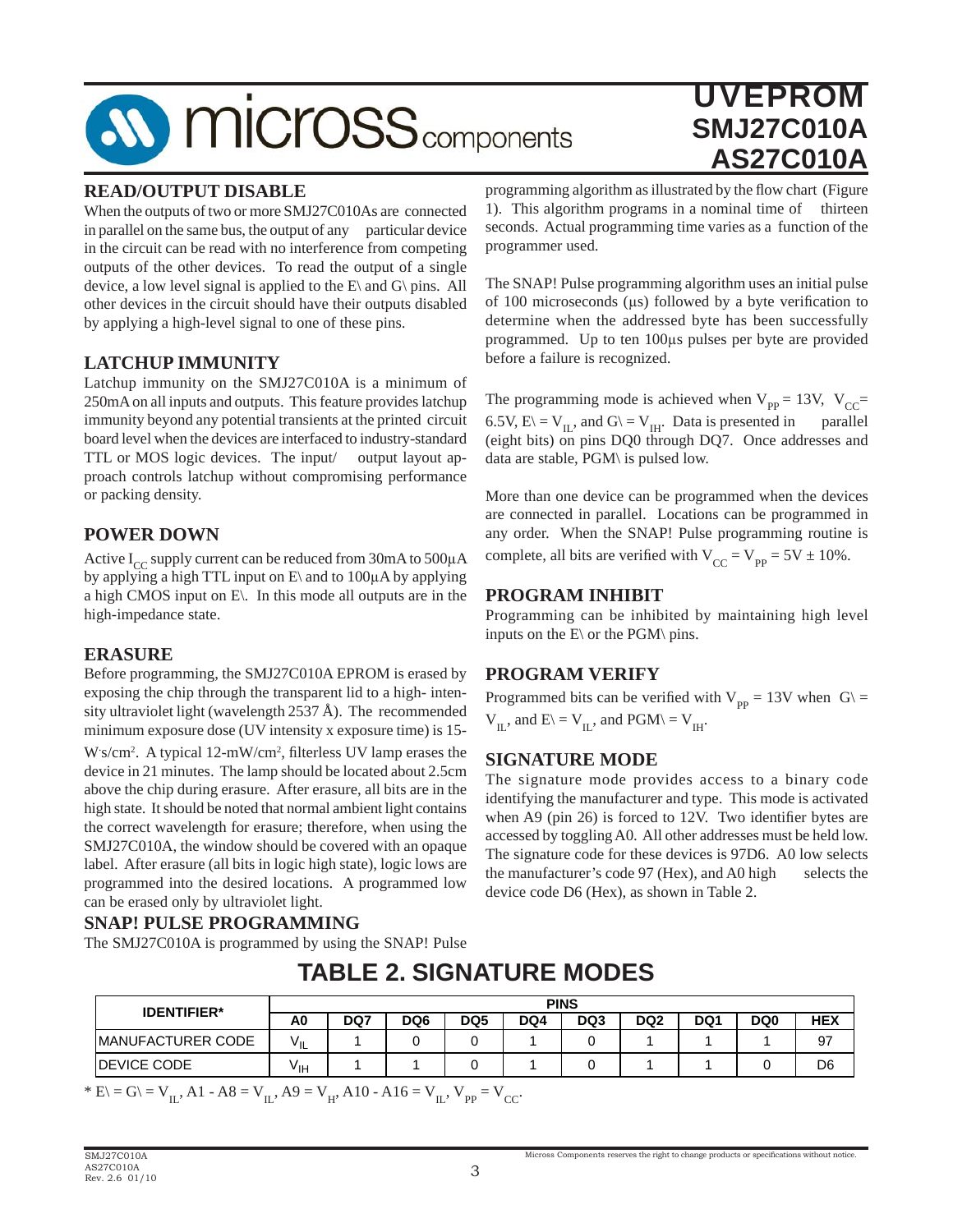## READ/OUTPUT DISABLE

When the outputs of two or more SMJ27C010As are connected in parallel on the same bus, the output of any particular device in the circuit can be read with no interference from competing outputs of the other devices. To read the output of a single device, a low level signal is applied to the E\ and G\ pins. All other devices in the circuit should have their outputs disabled by applying a high-level signal to one of these pins.

## LATCHUP IMMUNITY

Latchup immunity on the SMJ27C010A is a minimum of 250mA on all inputs and outputs. This feature provides latchup immunity beyond any potential transients at the printed circuit board level when the devices are interfaced to industry-standard TTL or MOS logic devices. The input/ output layout approach controls latchup without compromising performance or packing density.

## POWER DOWN

Active $I_{CC}$ supply current can be reduced from 30mA to 500µA by applying a high TTL input on E\ and to 100µA by applying a high CMOS input on E\. In this mode all outputs are in the high-impedance state.

## ERASURE

Before programming, the SMJ27C010A EPROM is erased by exposing the chip through the transparent lid to a high- intensity ultraviolet light (wavelength 2537 Å). The recommended minimum exposure dose (UV intensity x exposure time) is 15-W·s/cm². A typical 12-mW/cm², filterless UV lamp erases the device in 21 minutes. The lamp should be located about 2.5cm above the chip during erasure. After erasure, all bits are in the high state. It should be noted that normal ambient light contains the correct wavelength for erasure; therefore, when using the SMJ27C010A, the window should be covered with an opaque label. After erasure (all bits in logic high state), logic lows are programmed into the desired locations. A programmed low can be erased only by ultraviolet light.

## SNAP! PULSE PROGRAMMING

The SMJ27C010A is programmed by using the SNAP! Pulse programming algorithm as illustrated by the flow chart (Figure 1). This algorithm programs in a nominal time of thirteen seconds. Actual programming time varies as a function of the programmer used.

The SNAP! Pulse programming algorithm uses an initial pulse of 100 microseconds (µs) followed by a byte verification to determine when the addressed byte has been successfully programmed. Up to ten 100µs pulses per byte are provided before a failure is recognized.

The programming mode is achieved when $V_{PP}$ = 13V, $V_{CC}$= 6.5V, E\ = $V_{IL}$, and G\ = $V_{IH}$. Data is presented in parallel (eight bits) on pins DQ0 through DQ7. Once addresses and data are stable, PGM\ is pulsed low.

More than one device can be programmed when the devices are connected in parallel. Locations can be programmed in any order. When the SNAP! Pulse programming routine is complete, all bits are verified with $V_{CC}$ = $V_{PP}$ = 5V ± 10%.

## PROGRAM INHIBIT

Programming can be inhibited by maintaining high level inputs on the E\ or the PGM\ pins.

## PROGRAM VERIFY

Programmed bits can be verified with $V_{PP}$ = 13V when G\ = $V_{IL}$, and E\ = $V_{IL}$, and PGM\ = $V_{IH}$.

## SIGNATURE MODE

The signature mode provides access to a binary code identifying the manufacturer and type. This mode is activated when A9 (pin 26) is forced to 12V. Two identifier bytes are accessed by toggling A0. All other addresses must be held low. The signature code for these devices is 97D6. A0 low selects the manufacturer's code 97 (Hex), and A0 high selects the device code D6 (Hex), as shown in Table 2.

# TABLE 2. SIGNATURE MODES

| IDENTIFIER* | PINS | | | | | | | | | |
|---|---|---|---|---|---|---|---|---|---|---|
| | A0 | DQ7 | DQ6 | DQ5 | DQ4 | DQ3 | DQ2 | DQ1 | DQ0 | HEX |
| MANUFACTURER CODE | $V_{IL}$ | 1 | 0 | 0 | 1 | 0 | 1 | 1 | 1 | 97 |
| DEVICE CODE | $V_{IH}$ | 1 | 1 | 0 | 1 | 0 | 1 | 1 | 0 | D6 |

* E\ = G\ = $V_{IL}$, A1 - A8 = $V_{IL}$, A9 = $V_{H}$, A10 - A16 = $V_{IL}$, $V_{PP}$ = $V_{CC}$.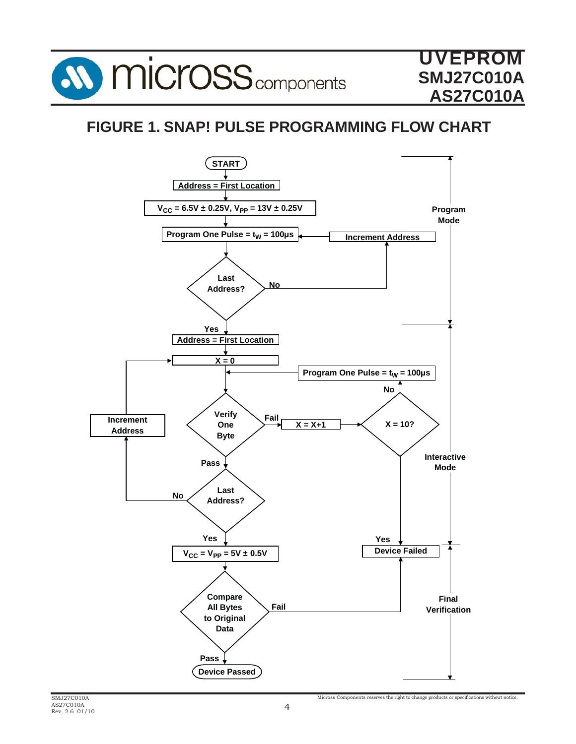# FIGURE 1. SNAP! PULSE PROGRAMMING FLOW CHART

**Program Mode**

- START
- Address = First Location
- $V_{CC}$ = 6.5V ± 0.25V, $V_{PP}$ = 13V ± 0.25V
- Program One Pulse = $t_W$ = 100μs
- Last Address?
  - No → Increment Address → Program One Pulse = $t_W$ = 100μs
  - Yes → continue

**Interactive Mode**

- Address = First Location
- X = 0
- Verify One Byte
  - Fail → X = X+1 → X = 10?
    - No → Program One Pulse = $t_W$ = 100μs → Verify One Byte
    - Yes → Device Failed
  - Pass → Last Address?
    - No → Increment Address → X = 0
    - Yes → continue

**Final Verification**

- $V_{CC}$ = $V_{PP}$ = 5V ± 0.5V
- Compare All Bytes to Original Data
  - Fail → Device Failed
  - Pass → Device Passed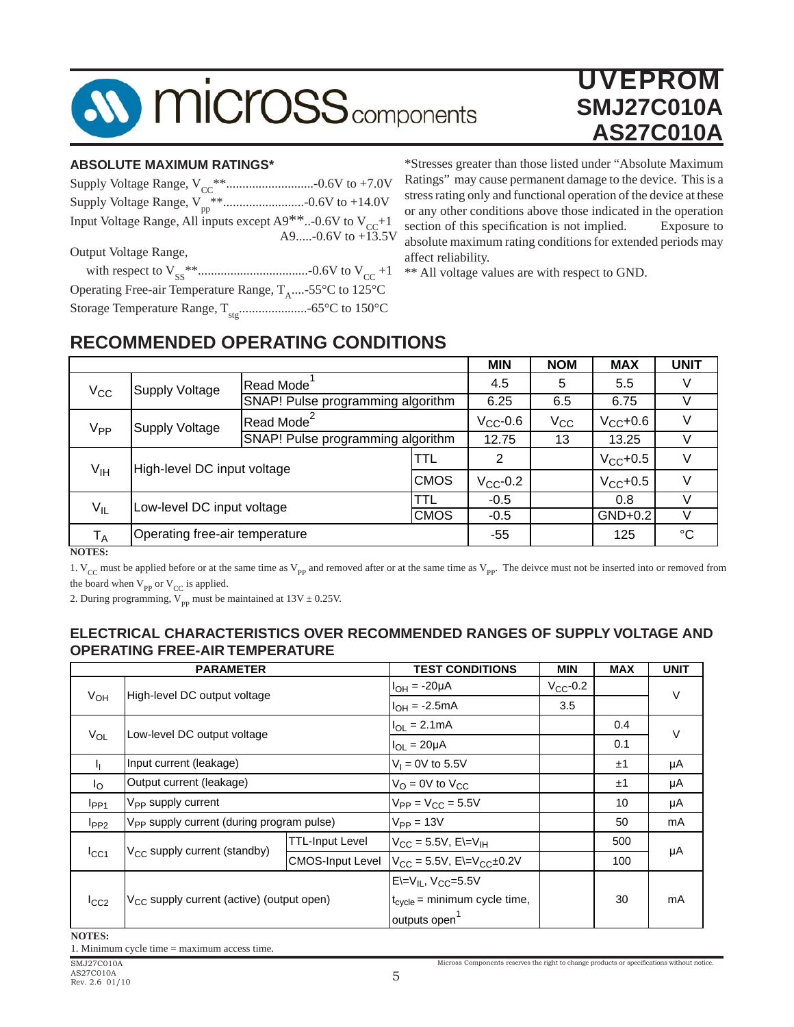## ABSOLUTE MAXIMUM RATINGS*

Supply Voltage Range, $V_{CC}$**............................-0.6V to +7.0V
Supply Voltage Range, $V_{pp}$**..........................-0.6V to +14.0V
Input Voltage Range, All inputs except A9**..-0.6V to $V_{CC}$+1
A9.....-0.6V to +13.5V
Output Voltage Range,
with respect to $V_{SS}$**..................................-0.6V to $V_{CC}$ +1
Operating Free-air Temperature Range, $T_A$....-55°C to 125°C
Storage Temperature Range, $T_{stg}$.....................-65°C to 150°C

*Stresses greater than those listed under "Absolute Maximum Ratings" may cause permanent damage to the device. This is a stress rating only and functional operation of the device at these or any other conditions above those indicated in the operation section of this specification is not implied. Exposure to absolute maximum rating conditions for extended periods may affect reliability.

** All voltage values are with respect to GND.

## RECOMMENDED OPERATING CONDITIONS

| | | | | MIN | NOM | MAX | UNIT |
|---|---|---|---|---|---|---|---|
| $V_{CC}$ | Supply Voltage | Read Mode[1] | | 4.5 | 5 | 5.5 | V |
| | | SNAP! Pulse programming algorithm | | 6.25 | 6.5 | 6.75 | V |
| $V_{PP}$ | Supply Voltage | Read Mode[2] | | $V_{CC}$-0.6 | $V_{CC}$ | $V_{CC}$+0.6 | V |
| | | SNAP! Pulse programming algorithm | | 12.75 | 13 | 13.25 | V |
| $V_{IH}$ | High-level DC input voltage | | TTL | 2 | | $V_{CC}$+0.5 | V |
| | | | CMOS | $V_{CC}$-0.2 | | $V_{CC}$+0.5 | V |
| $V_{IL}$ | Low-level DC input voltage | | TTL | -0.5 | | 0.8 | V |
| | | | CMOS | -0.5 | | GND+0.2 | V |
| $T_A$ | Operating free-air temperature | | | -55 | | 125 | °C |

**NOTES:**

1. $V_{CC}$ must be applied before or at the same time as $V_{PP}$ and removed after or at the same time as $V_{PP}$. The deivce must not be inserted into or removed from the board when $V_{PP}$ or $V_{CC}$ is applied.
2. During programming, $V_{PP}$ must be maintained at 13V ± 0.25V.

## ELECTRICAL CHARACTERISTICS OVER RECOMMENDED RANGES OF SUPPLY VOLTAGE AND OPERATING FREE-AIR TEMPERATURE

| PARAMETER | | | TEST CONDITIONS | MIN | MAX | UNIT |
|---|---|---|---|---|---|---|
| $V_{OH}$ | High-level DC output voltage | | $I_{OH}$ = -20µA | $V_{CC}$-0.2 | | V |
| | | | $I_{OH}$ = -2.5mA | 3.5 | | |
| $V_{OL}$ | Low-level DC output voltage | | $I_{OL}$ = 2.1mA | | 0.4 | V |
| | | | $I_{OL}$ = 20µA | | 0.1 | |
| $I_I$ | Input current (leakage) | | $V_I$ = 0V to 5.5V | | ±1 | µA |
| $I_O$ | Output current (leakage) | | $V_O$ = 0V to $V_{CC}$ | | ±1 | µA |
| $I_{PP1}$ | $V_{PP}$ supply current | | $V_{PP}$ = $V_{CC}$ = 5.5V | | 10 | µA |
| $I_{PP2}$ | $V_{PP}$ supply current (during program pulse) | | $V_{PP}$ = 13V | | 50 | mA |
| $I_{CC1}$ | $V_{CC}$ supply current (standby) | TTL-Input Level | $V_{CC}$ = 5.5V, E\=$V_{IH}$ | | 500 | µA |
| | | CMOS-Input Level | $V_{CC}$ = 5.5V, E\=$V_{CC}$±0.2V | | 100 | |
| $I_{CC2}$ | $V_{CC}$ supply current (active) (output open) | | E\=$V_{IL}$, $V_{CC}$=5.5V<br>$t_{cycle}$ = minimum cycle time,<br>outputs open[1] | | 30 | mA |

**NOTES:**

1. Minimum cycle time = maximum access time.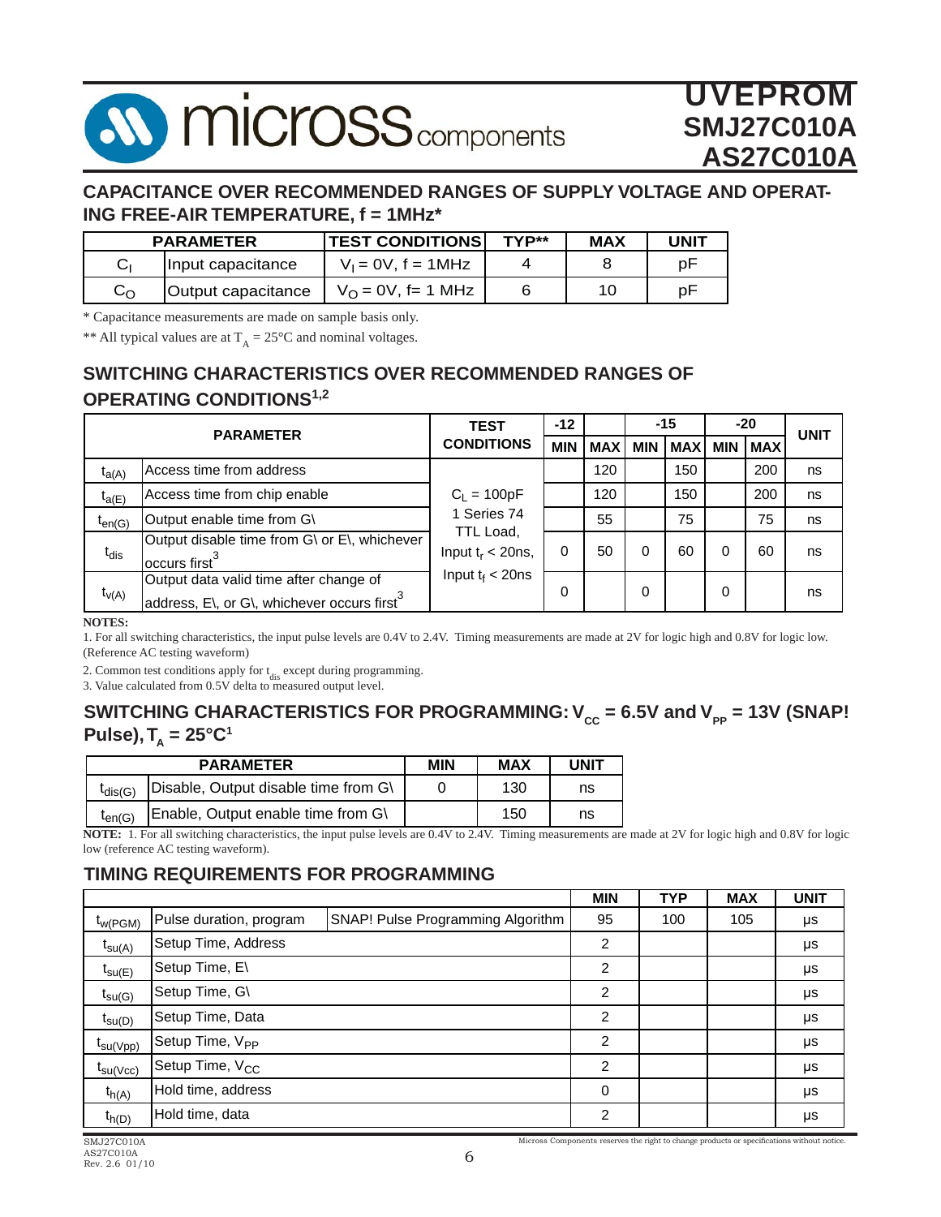## CAPACITANCE OVER RECOMMENDED RANGES OF SUPPLY VOLTAGE AND OPERATING FREE-AIR TEMPERATURE, f = 1MHz*

| PARAMETER | | TEST CONDITIONS | TYP** | MAX | UNIT |
|---|---|---|---|---|---|
| $C_I$ | Input capacitance | $V_I = 0V$, f = 1MHz | 4 | 8 | pF |
| $C_O$ | Output capacitance | $V_O = 0V$, f= 1 MHz | 6 | 10 | pF |

* Capacitance measurements are made on sample basis only.

** All typical values are at $T_A = 25°C$ and nominal voltages.

## SWITCHING CHARACTERISTICS OVER RECOMMENDED RANGES OF OPERATING CONDITIONS[1,2]

| PARAMETER | | TEST CONDITIONS | -12 MIN | -12 MAX | -15 MIN | -15 MAX | -20 MIN | -20 MAX | UNIT |
|---|---|---|---|---|---|---|---|---|---|
| $t_{a(A)}$ | Access time from address | $C_L$ = 100pF 1 Series 74 TTL Load, Input $t_r$ < 20ns, Input $t_f$ < 20ns | | 120 | | 150 | | 200 | ns |
| $t_{a(E)}$ | Access time from chip enable | | | 120 | | 150 | | 200 | ns |
| $t_{en(G)}$ | Output enable time from G\ | | | 55 | | 75 | | 75 | ns |
| $t_{dis}$ | Output disable time from G\ or E\, whichever occurs first[3] | | 0 | 50 | 0 | 60 | 0 | 60 | ns |
| $t_{v(A)}$ | Output data valid time after change of address, E\, or G\, whichever occurs first[3] | | 0 | | 0 | | 0 | | ns |

**NOTES:**

1. For all switching characteristics, the input pulse levels are 0.4V to 2.4V. Timing measurements are made at 2V for logic high and 0.8V for logic low. (Reference AC testing waveform)
2. Common test conditions apply for $t_{dis}$ except during programming.
3. Value calculated from 0.5V delta to measured output level.

## SWITCHING CHARACTERISTICS FOR PROGRAMMING: $V_{CC}$ = 6.5V and $V_{PP}$ = 13V (SNAP! Pulse), $T_A$ = 25°C[1]

| PARAMETER | | MIN | MAX | UNIT |
|---|---|---|---|---|
| $t_{dis(G)}$ | Disable, Output disable time from G\ | 0 | 130 | ns |
| $t_{en(G)}$ | Enable, Output enable time from G\ | | 150 | ns |

**NOTE:** 1. For all switching characteristics, the input pulse levels are 0.4V to 2.4V. Timing measurements are made at 2V for logic high and 0.8V for logic low (reference AC testing waveform).

## TIMING REQUIREMENTS FOR PROGRAMMING

| | | | MIN | TYP | MAX | UNIT |
|---|---|---|---|---|---|---|
| $t_{w(PGM)}$ | Pulse duration, program | SNAP! Pulse Programming Algorithm | 95 | 100 | 105 | µs |
| $t_{su(A)}$ | Setup Time, Address | | 2 | | | µs |
| $t_{su(E)}$ | Setup Time, E\ | | 2 | | | µs |
| $t_{su(G)}$ | Setup Time, G\ | | 2 | | | µs |
| $t_{su(D)}$ | Setup Time, Data | | 2 | | | µs |
| $t_{su(Vpp)}$ | Setup Time, $V_{PP}$ | | 2 | | | µs |
| $t_{su(Vcc)}$ | Setup Time, $V_{CC}$ | | 2 | | | µs |
| $t_{h(A)}$ | Hold time, address | | 0 | | | µs |
| $t_{h(D)}$ | Hold time, data | | 2 | | | µs |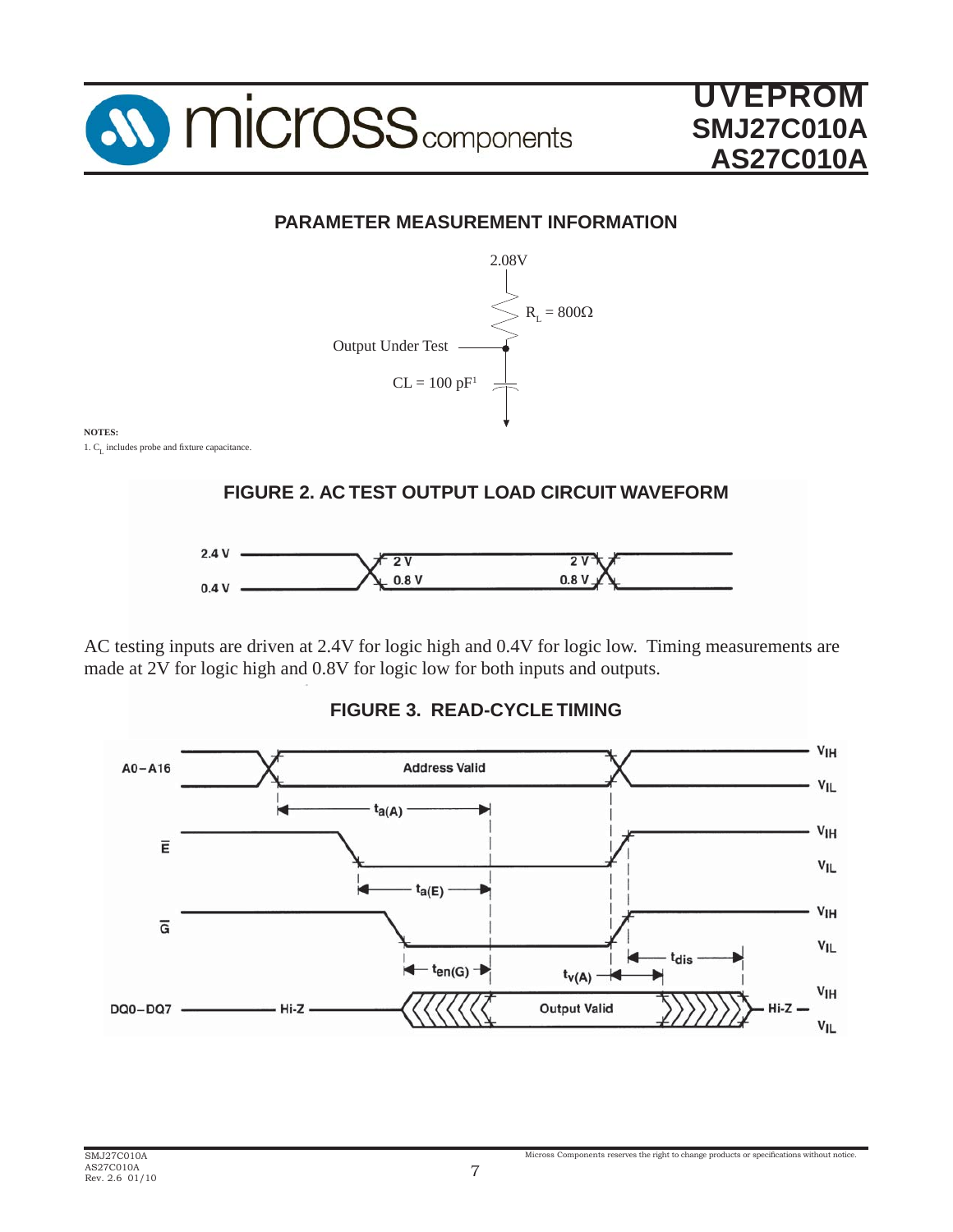## PARAMETER MEASUREMENT INFORMATION

2.08V

$R_L = 800\Omega$

Output Under Test

CL = 100 pF[1]

**NOTES:**

1. $C_L$ includes probe and fixture capacitance.

### FIGURE 2. AC TEST OUTPUT LOAD CIRCUIT WAVEFORM

2.4 V
0.4 V
2 V
0.8 V
2 V
0.8 V

AC testing inputs are driven at 2.4V for logic high and 0.4V for logic low. Timing measurements are made at 2V for logic high and 0.8V for logic low for both inputs and outputs.

### FIGURE 3. READ-CYCLE TIMING

A0–A16 — Address Valid — $V_{IH}$ / $V_{IL}$

$t_{a(A)}$

$\overline{E}$ — $V_{IH}$ / $V_{IL}$

$t_{a(E)}$

$\overline{G}$ — $V_{IH}$ / $V_{IL}$

$t_{en(G)}$ — $t_{v(A)}$ — $t_{dis}$

DQ0–DQ7 — Hi-Z — Output Valid — Hi-Z — $V_{IH}$ / $V_{IL}$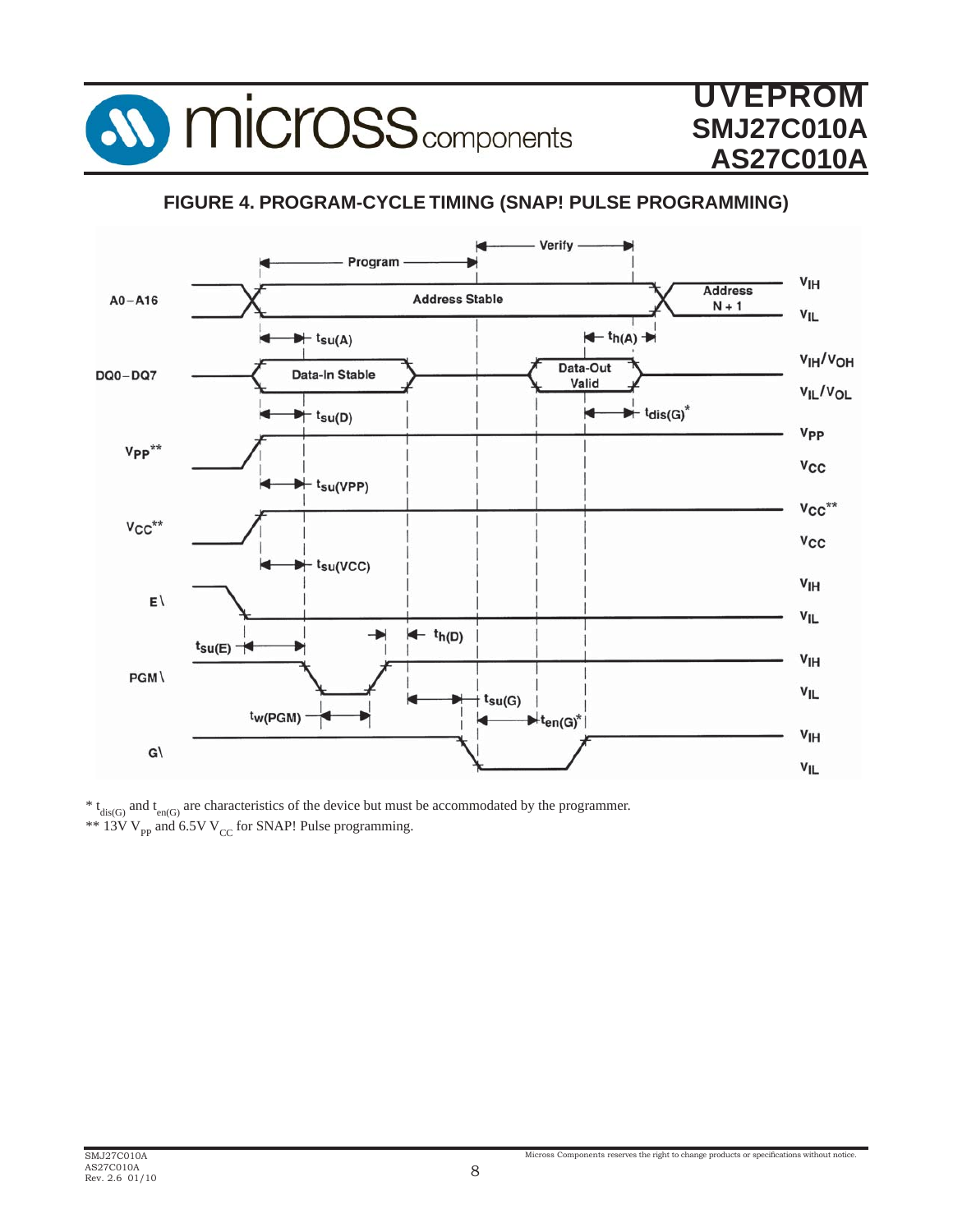## FIGURE 4. PROGRAM-CYCLE TIMING (SNAP! PULSE PROGRAMMING)

\* $t_{dis(G)}$ and $t_{en(G)}$ are characteristics of the device but must be accommodated by the programmer.

\*\* 13V $V_{PP}$ and 6.5V $V_{CC}$ for SNAP! Pulse programming.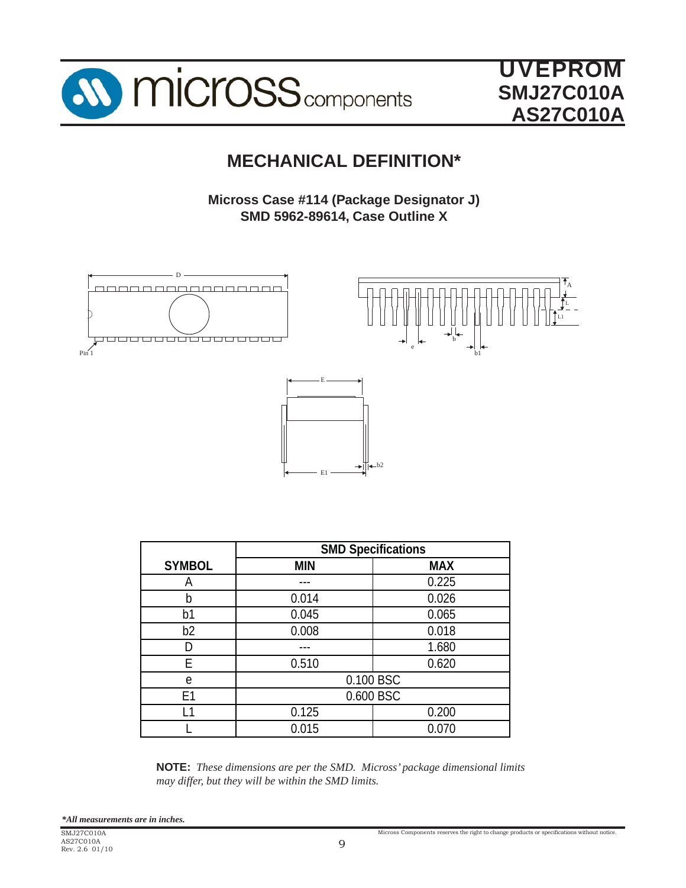## MECHANICAL DEFINITION*

**Micross Case #114 (Package Designator J)**
**SMD 5962-89614, Case Outline X**

| SYMBOL | SMD Specifications | |
|---|---|---|
| | MIN | MAX |
| A | --- | 0.225 |
| b | 0.014 | 0.026 |
| b1 | 0.045 | 0.065 |
| b2 | 0.008 | 0.018 |
| D | --- | 1.680 |
| E | 0.510 | 0.620 |
| e | 0.100 BSC | |
| E1 | 0.600 BSC | |
| L1 | 0.125 | 0.200 |
| L | 0.015 | 0.070 |

**NOTE:** *These dimensions are per the SMD. Micross' package dimensional limits may differ, but they will be within the SMD limits.*

***All measurements are in inches.***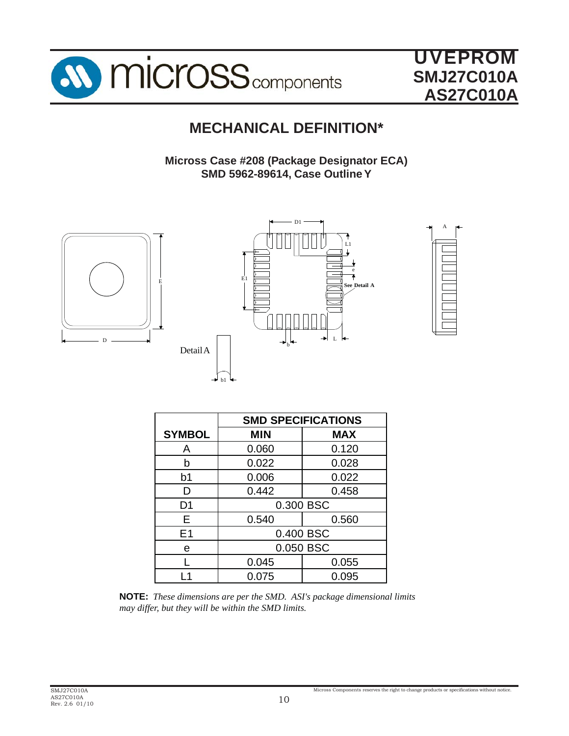# MECHANICAL DEFINITION*

**Micross Case #208 (Package Designator ECA)**
**SMD 5962-89614, Case Outline Y**

|  | SMD SPECIFICATIONS |  |
|---|---|---|
| **SYMBOL** | **MIN** | **MAX** |
| A | 0.060 | 0.120 |
| b | 0.022 | 0.028 |
| b1 | 0.006 | 0.022 |
| D | 0.442 | 0.458 |
| D1 | 0.300 BSC |  |
| E | 0.540 | 0.560 |
| E1 | 0.400 BSC |  |
| e | 0.050 BSC |  |
| L | 0.045 | 0.055 |
| L1 | 0.075 | 0.095 |

**NOTE:** *These dimensions are per the SMD. ASI's package dimensional limits may differ, but they will be within the SMD limits.*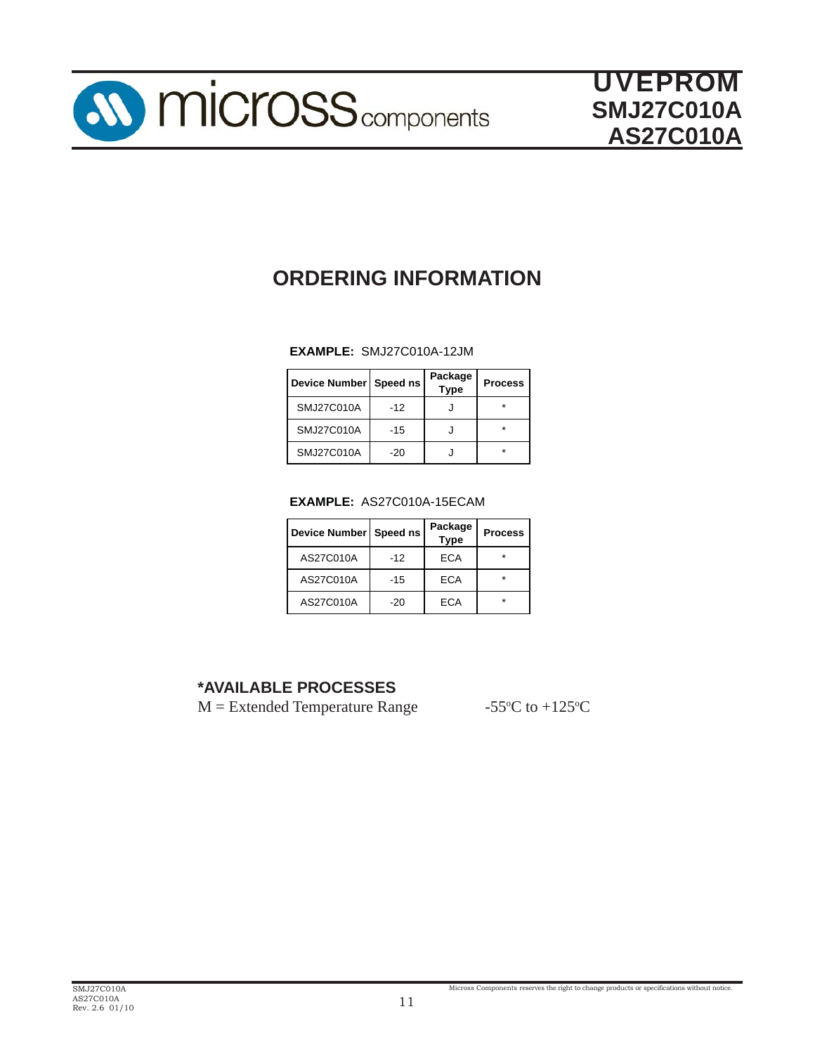# ORDERING INFORMATION

**EXAMPLE:** SMJ27C010A-12JM

| Device Number | Speed ns | Package Type | Process |
|---|---|---|---|
| SMJ27C010A | -12 | J | * |
| SMJ27C010A | -15 | J | * |
| SMJ27C010A | -20 | J | * |

**EXAMPLE:** AS27C010A-15ECAM

| Device Number | Speed ns | Package Type | Process |
|---|---|---|---|
| AS27C010A | -12 | ECA | * |
| AS27C010A | -15 | ECA | * |
| AS27C010A | -20 | ECA | * |

## *AVAILABLE PROCESSES

M = Extended Temperature Range -55°C to +125°C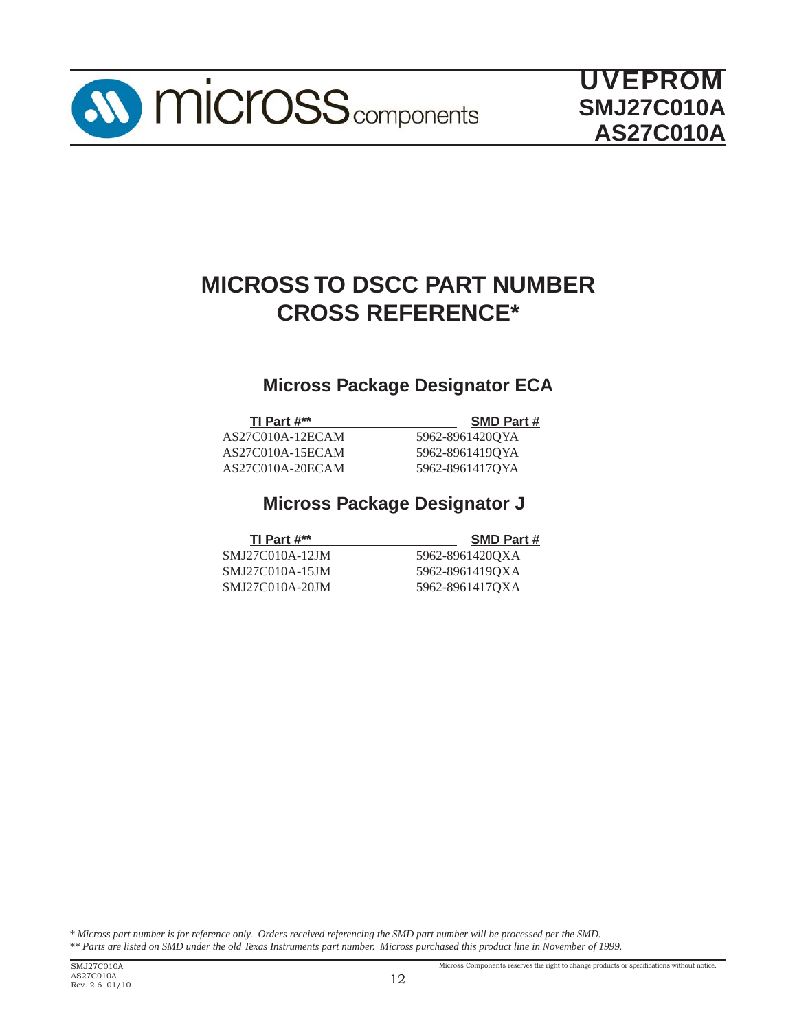# MICROSS TO DSCC PART NUMBER CROSS REFERENCE*

## Micross Package Designator ECA

| TI Part #** | SMD Part # |
|---|---|
| AS27C010A-12ECAM | 5962-8961420QYA |
| AS27C010A-15ECAM | 5962-8961419QYA |
| AS27C010A-20ECAM | 5962-8961417QYA |

## Micross Package Designator J

| TI Part #** | SMD Part # |
|---|---|
| SMJ27C010A-12JM | 5962-8961420QXA |
| SMJ27C010A-15JM | 5962-8961419QXA |
| SMJ27C010A-20JM | 5962-8961417QXA |

\* *Micross part number is for reference only. Orders received referencing the SMD part number will be processed per the SMD.*
\*\* *Parts are listed on SMD under the old Texas Instruments part number. Micross purchased this product line in November of 1999.*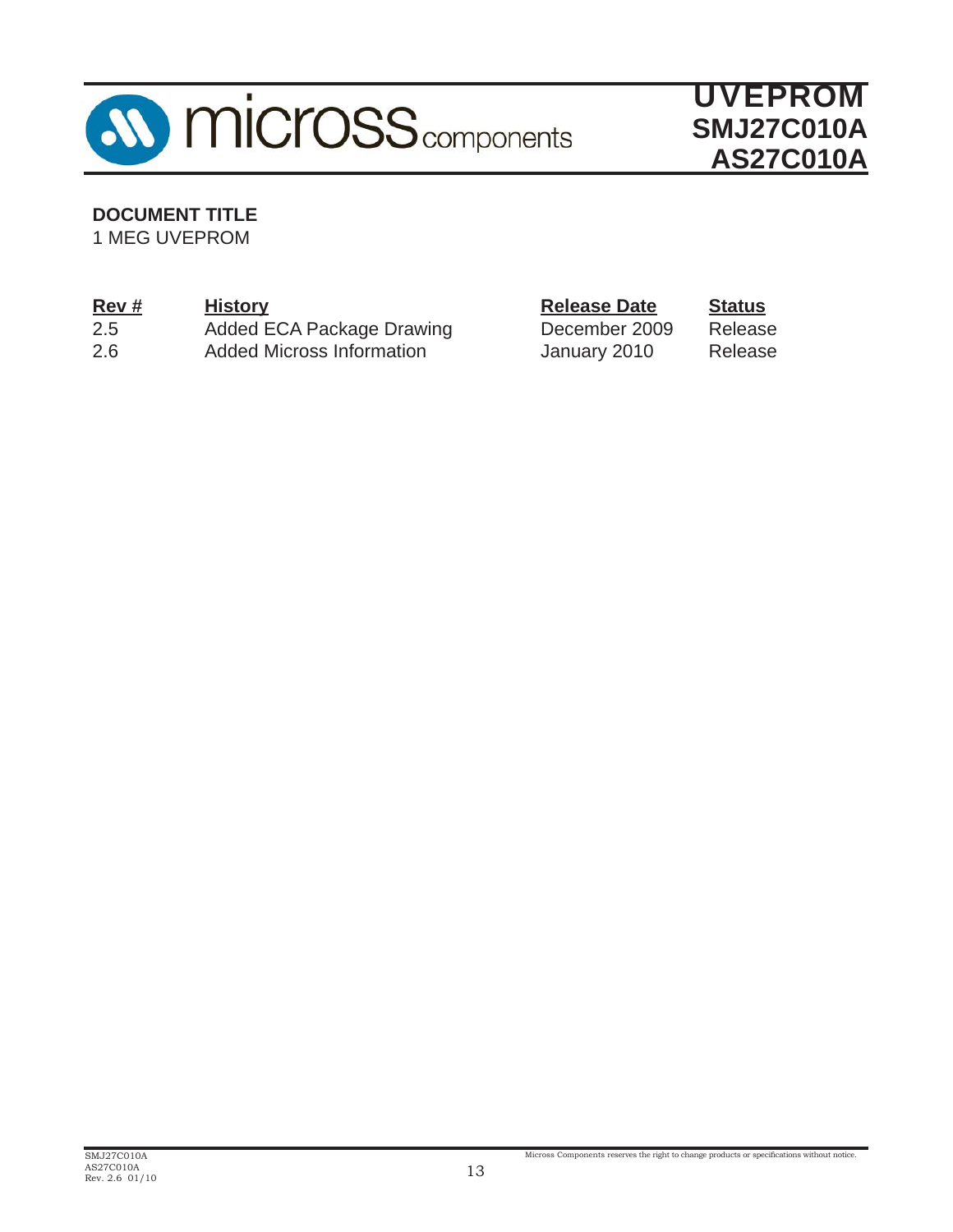## DOCUMENT TITLE

1 MEG UVEPROM

| Rev # | History | Release Date | Status |
|---|---|---|---|
| 2.5 | Added ECA Package Drawing | December 2009 | Release |
| 2.6 | Added Micross Information | January 2010 | Release |